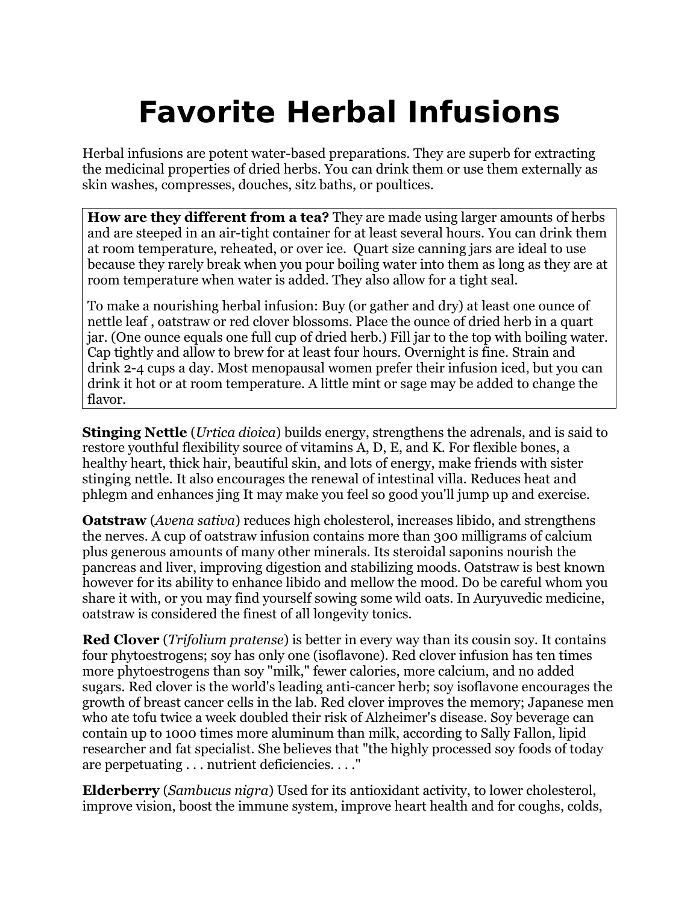# Favorite Herbal Infusions

Herbal infusions are potent water-based preparations. They are superb for extracting the medicinal properties of dried herbs. You can drink them or use them externally as skin washes, compresses, douches, sitz baths, or poultices.

**How are they different from a tea?** They are made using larger amounts of herbs and are steeped in an air-tight container for at least several hours. You can drink them at room temperature, reheated, or over ice. Quart size canning jars are ideal to use because they rarely break when you pour boiling water into them as long as they are at room temperature when water is added. They also allow for a tight seal.

To make a nourishing herbal infusion: Buy (or gather and dry) at least one ounce of nettle leaf , oatstraw or red clover blossoms. Place the ounce of dried herb in a quart jar. (One ounce equals one full cup of dried herb.) Fill jar to the top with boiling water. Cap tightly and allow to brew for at least four hours. Overnight is fine. Strain and drink 2-4 cups a day. Most menopausal women prefer their infusion iced, but you can drink it hot or at room temperature. A little mint or sage may be added to change the flavor.

**Stinging Nettle** (*Urtica dioica*) builds energy, strengthens the adrenals, and is said to restore youthful flexibility source of vitamins A, D, E, and K. For flexible bones, a healthy heart, thick hair, beautiful skin, and lots of energy, make friends with sister stinging nettle. It also encourages the renewal of intestinal villa. Reduces heat and phlegm and enhances jing It may make you feel so good you'll jump up and exercise.

**Oatstraw** (*Avena sativa*) reduces high cholesterol, increases libido, and strengthens the nerves. A cup of oatstraw infusion contains more than 300 milligrams of calcium plus generous amounts of many other minerals. Its steroidal saponins nourish the pancreas and liver, improving digestion and stabilizing moods. Oatstraw is best known however for its ability to enhance libido and mellow the mood. Do be careful whom you share it with, or you may find yourself sowing some wild oats. In Auryuvedic medicine, oatstraw is considered the finest of all longevity tonics.

**Red Clover** (*Trifolium pratense*) is better in every way than its cousin soy. It contains four phytoestrogens; soy has only one (isoflavone). Red clover infusion has ten times more phytoestrogens than soy "milk," fewer calories, more calcium, and no added sugars. Red clover is the world's leading anti-cancer herb; soy isoflavone encourages the growth of breast cancer cells in the lab. Red clover improves the memory; Japanese men who ate tofu twice a week doubled their risk of Alzheimer's disease. Soy beverage can contain up to 1000 times more aluminum than milk, according to Sally Fallon, lipid researcher and fat specialist. She believes that "the highly processed soy foods of today are perpetuating . . . nutrient deficiencies. . . ."

**Elderberry** (*Sambucus nigra*) Used for its antioxidant activity, to lower cholesterol, improve vision, boost the immune system, improve heart health and for coughs, colds,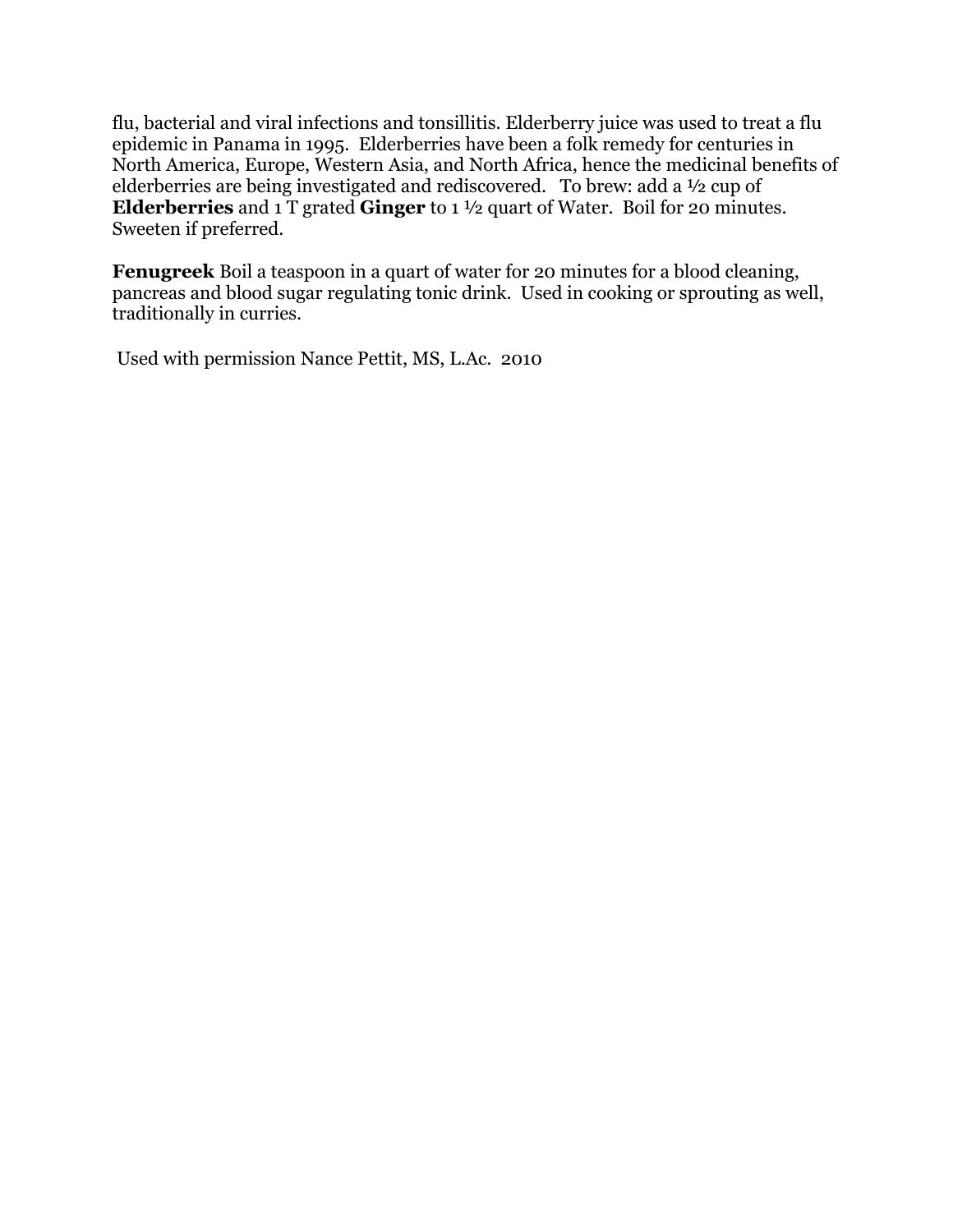flu, bacterial and viral infections and tonsillitis. Elderberry juice was used to treat a flu epidemic in Panama in 1995. Elderberries have been a folk remedy for centuries in North America, Europe, Western Asia, and North Africa, hence the medicinal benefits of elderberries are being investigated and rediscovered. To brew: add a ½ cup of **Elderberries** and 1 T grated **Ginger** to 1 ½ quart of Water. Boil for 20 minutes. Sweeten if preferred.

**Fenugreek** Boil a teaspoon in a quart of water for 20 minutes for a blood cleaning, pancreas and blood sugar regulating tonic drink. Used in cooking or sprouting as well, traditionally in curries.

Used with permission Nance Pettit, MS, L.Ac. 2010